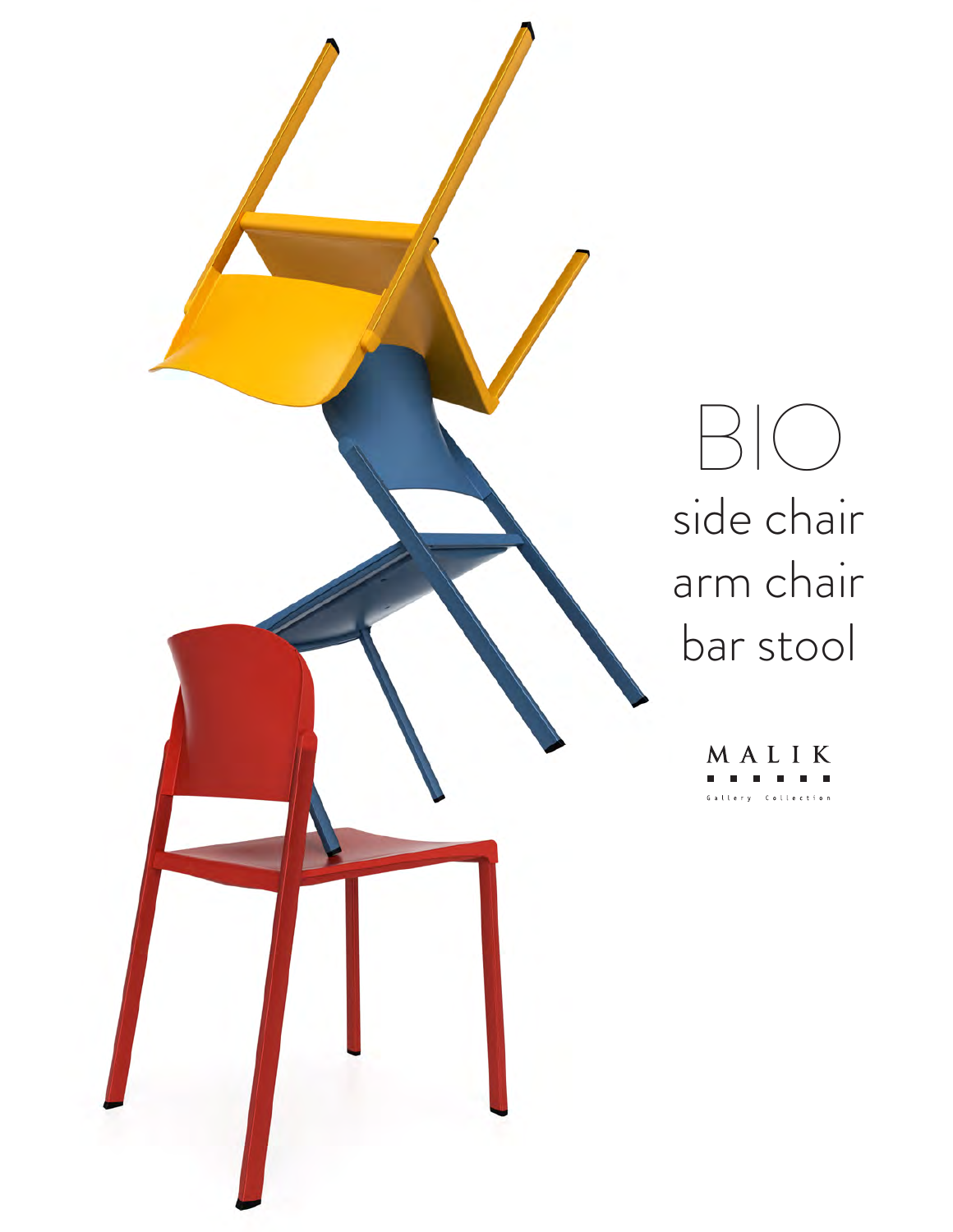# BIO

side chair
arm chair
bar stool

MALIK

Gallery Collection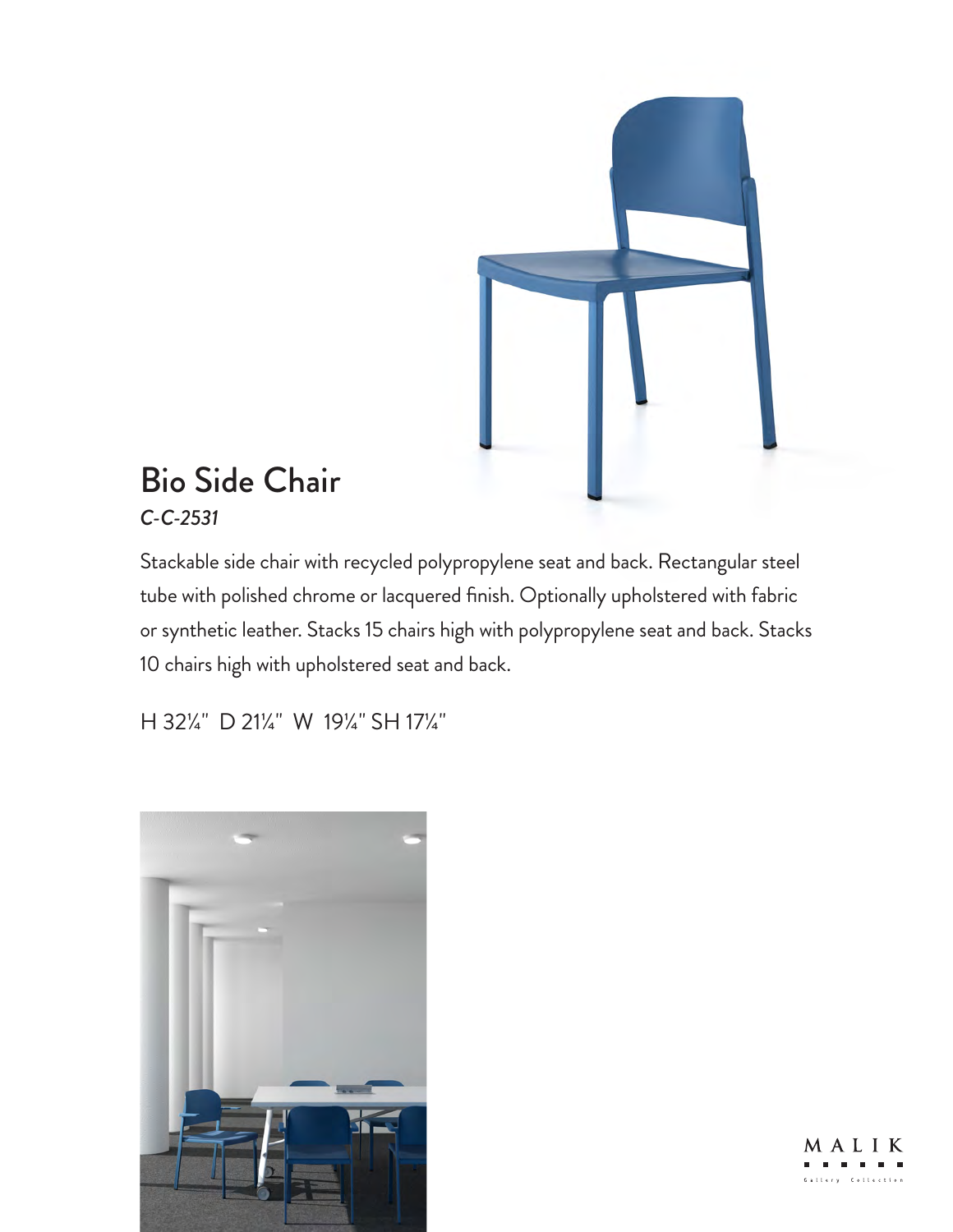# Bio Side Chair

*C-C-2531*

Stackable side chair with recycled polypropylene seat and back. Rectangular steel tube with polished chrome or lacquered finish. Optionally upholstered with fabric or synthetic leather. Stacks 15 chairs high with polypropylene seat and back. Stacks 10 chairs high with upholstered seat and back.

H 32¼"  D 21¼"  W 19¼" SH 17¼"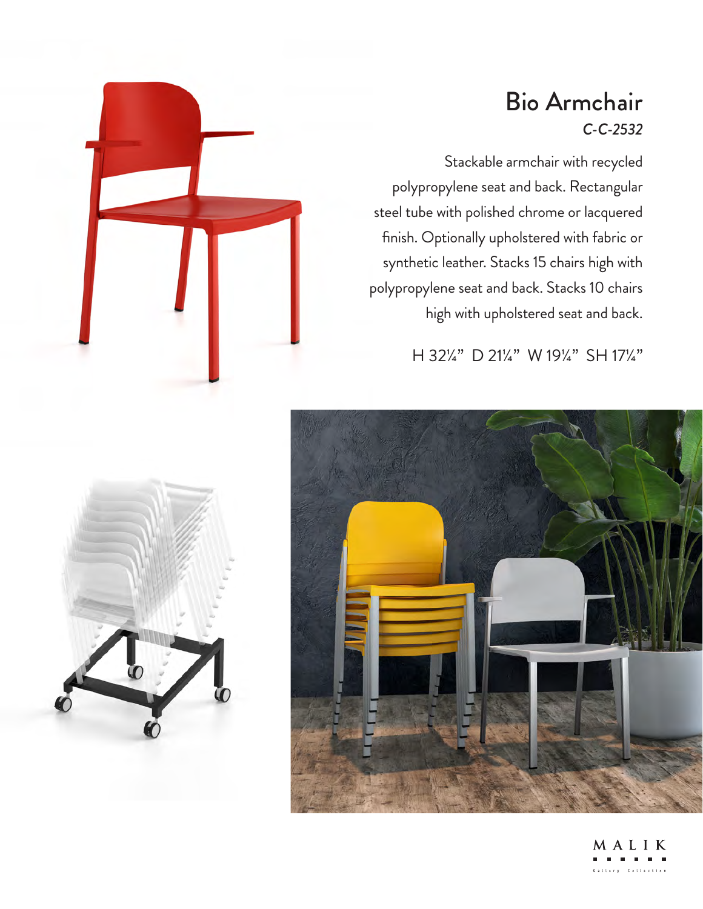# Bio Armchair

*C-C-2532*

Stackable armchair with recycled polypropylene seat and back. Rectangular steel tube with polished chrome or lacquered finish. Optionally upholstered with fabric or synthetic leather. Stacks 15 chairs high with polypropylene seat and back. Stacks 10 chairs high with upholstered seat and back.

H 32¼"  D 21¼"  W 19¼"  SH 17¼"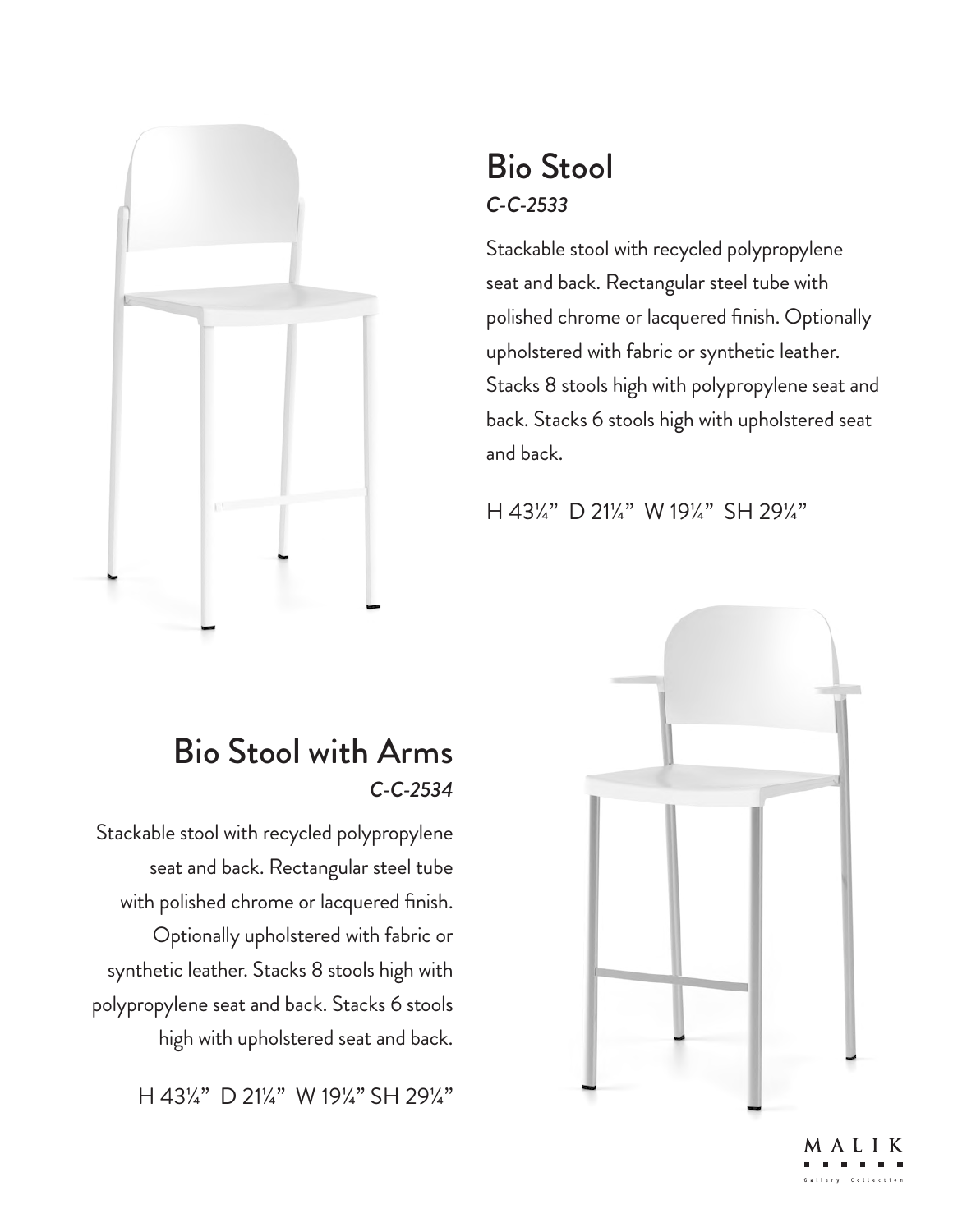## Bio Stool

*C-C-2533*

Stackable stool with recycled polypropylene seat and back. Rectangular steel tube with polished chrome or lacquered finish. Optionally upholstered with fabric or synthetic leather. Stacks 8 stools high with polypropylene seat and back. Stacks 6 stools high with upholstered seat and back.

H 43¼" D 21¼" W 19¼" SH 29¼"

## Bio Stool with Arms

*C-C-2534*

Stackable stool with recycled polypropylene seat and back. Rectangular steel tube with polished chrome or lacquered finish. Optionally upholstered with fabric or synthetic leather. Stacks 8 stools high with polypropylene seat and back. Stacks 6 stools high with upholstered seat and back.

H 43¼" D 21¼" W 19¼" SH 29¼"

MALIK
Gallery Collection